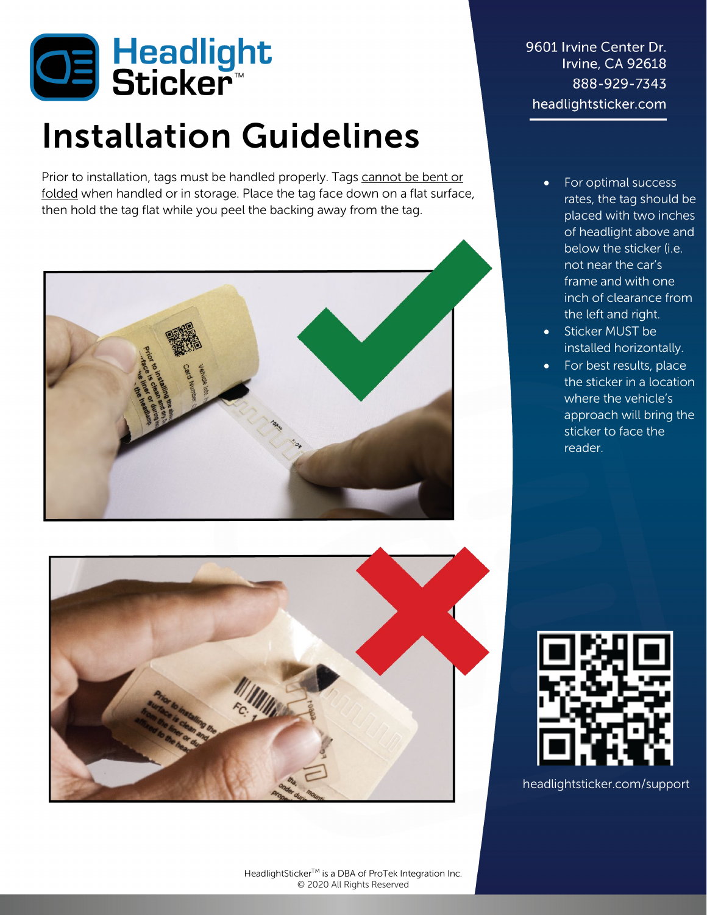# Headlight Sticker™

# Installation Guidelines

Prior to installation, tags must be handled properly. Tags cannot be bent or folded when handled or in storage. Place the tag face down on a flat surface, then hold the tag flat while you peel the backing away from the tag.

9601 Irvine Center Dr.
Irvine, CA 92618
888-929-7343
headlightsticker.com

- For optimal success rates, the tag should be placed with two inches of headlight above and below the sticker (i.e. not near the car's frame and with one inch of clearance from the left and right.
- Sticker MUST be installed horizontally.
- For best results, place the sticker in a location where the vehicle's approach will bring the sticker to face the reader.

headlightsticker.com/support

HeadlightSticker™ is a DBA of ProTek Integration Inc.
© 2020 All Rights Reserved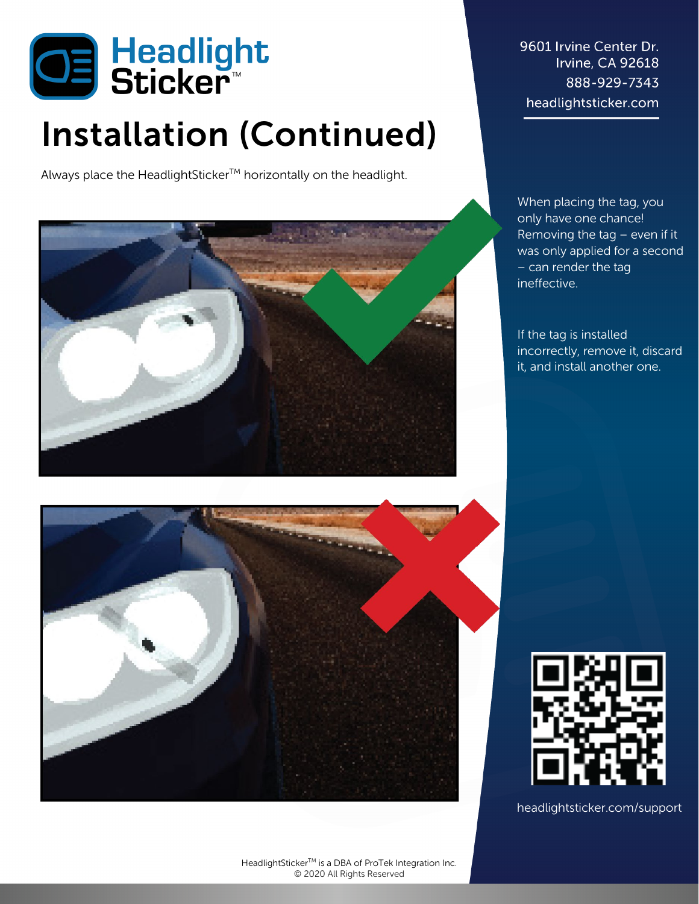Headlight Sticker™

9601 Irvine Center Dr.
Irvine, CA 92618
888-929-7343
headlightsticker.com

# Installation (Continued)

Always place the HeadlightSticker™ horizontally on the headlight.

When placing the tag, you only have one chance! Removing the tag – even if it was only applied for a second – can render the tag ineffective.

If the tag is installed incorrectly, remove it, discard it, and install another one.

headlightsticker.com/support

HeadlightSticker™ is a DBA of ProTek Integration Inc.
© 2020 All Rights Reserved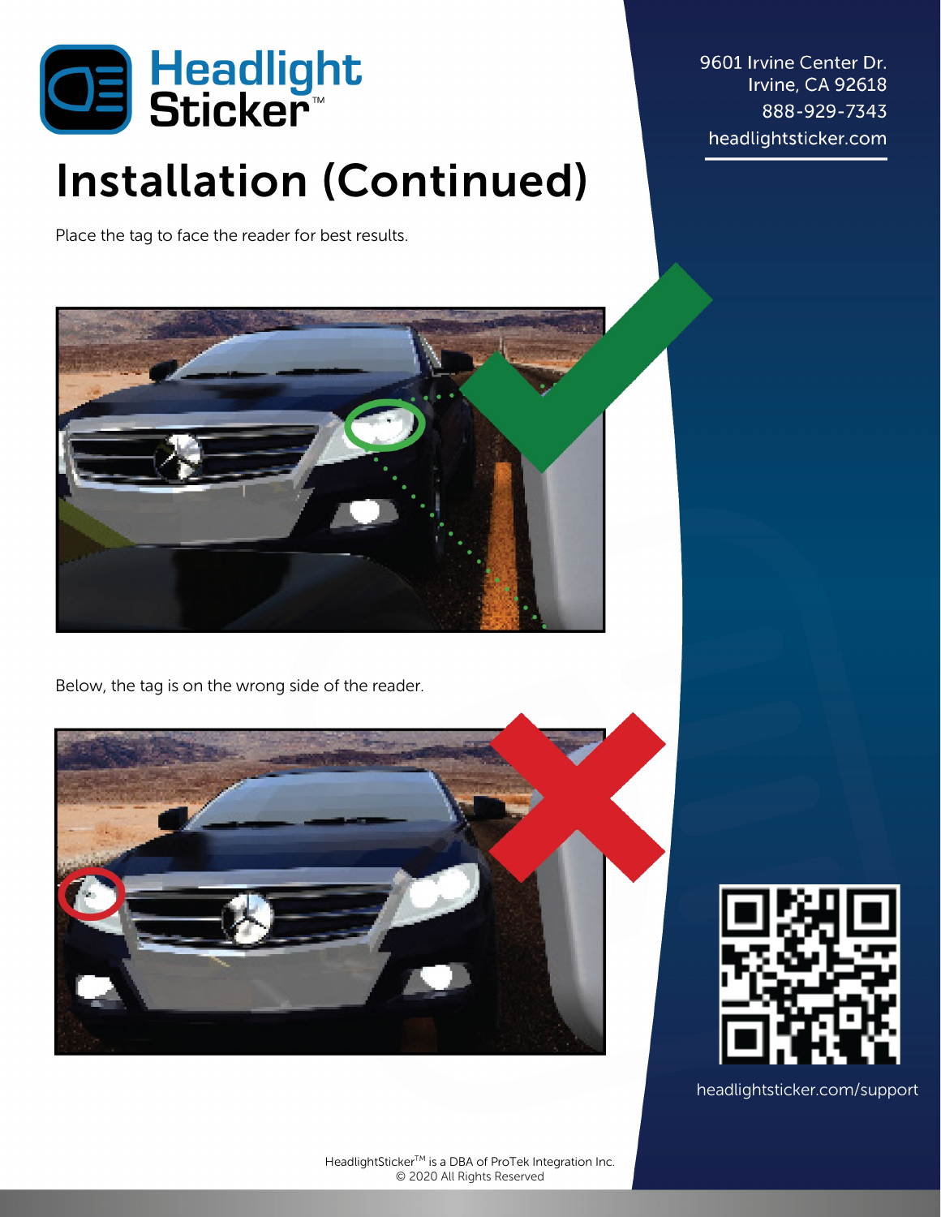Headlight Sticker™

9601 Irvine Center Dr.
Irvine, CA 92618
888-929-7343
headlightsticker.com

# Installation (Continued)

Place the tag to face the reader for best results.

Below, the tag is on the wrong side of the reader.

headlightsticker.com/support

HeadlightSticker™ is a DBA of ProTek Integration Inc.
© 2020 All Rights Reserved